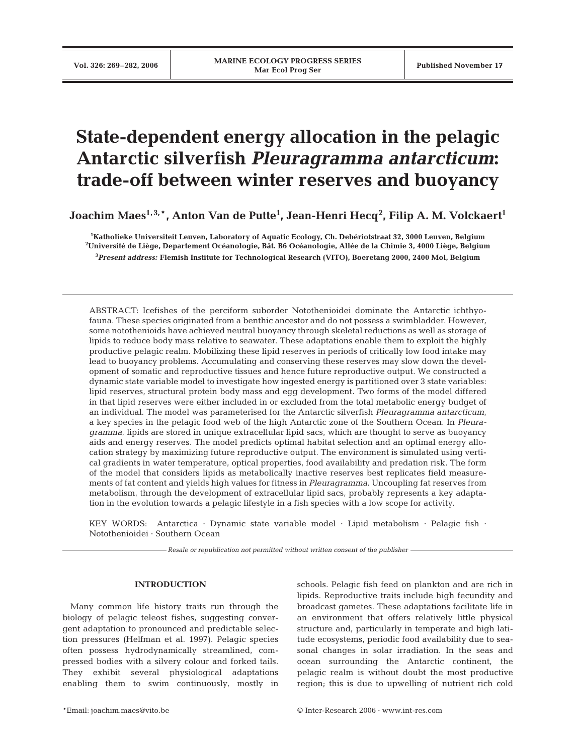# State-dependent energy allocation in the pelagic Antarctic silverfish *Pleuragramma antarcticum*: trade-off between winter reserves and buoyancy

**Joachim Maes**[1,3,*], **Anton Van de Putte**[1], **Jean-Henri Hecq**[2], **Filip A. M. Volckaert**[1]

[1]Katholieke Universiteit Leuven, Laboratory of Aquatic Ecology, Ch. Debériotstraat 32, 3000 Leuven, Belgium
[2]Université de Liège, Departement Océanologie, Bât. B6 Océanologie, Allée de la Chimie 3, 4000 Liège, Belgium
[3]*Present address:* Flemish Institute for Technological Research (VITO), Boeretang 2000, 2400 Mol, Belgium

ABSTRACT: Icefishes of the perciform suborder Notothenioidei dominate the Antarctic ichthyofauna. These species originated from a benthic ancestor and do not possess a swimbladder. However, some notothenioids have achieved neutral buoyancy through skeletal reductions as well as storage of lipids to reduce body mass relative to seawater. These adaptations enable them to exploit the highly productive pelagic realm. Mobilizing these lipid reserves in periods of critically low food intake may lead to buoyancy problems. Accumulating and conserving these reserves may slow down the development of somatic and reproductive tissues and hence future reproductive output. We constructed a dynamic state variable model to investigate how ingested energy is partitioned over 3 state variables: lipid reserves, structural protein body mass and egg development. Two forms of the model differed in that lipid reserves were either included in or excluded from the total metabolic energy budget of an individual. The model was parameterised for the Antarctic silverfish *Pleuragramma antarcticum*, a key species in the pelagic food web of the high Antarctic zone of the Southern Ocean. In *Pleuragramma*, lipids are stored in unique extracellular lipid sacs, which are thought to serve as buoyancy aids and energy reserves. The model predicts optimal habitat selection and an optimal energy allocation strategy by maximizing future reproductive output. The environment is simulated using vertical gradients in water temperature, optical properties, food availability and predation risk. The form of the model that considers lipids as metabolically inactive reserves best replicates field measurements of fat content and yields high values for fitness in *Pleuragramma*. Uncoupling fat reserves from metabolism, through the development of extracellular lipid sacs, probably represents a key adaptation in the evolution towards a pelagic lifestyle in a fish species with a low scope for activity.

KEY WORDS: Antarctica · Dynamic state variable model · Lipid metabolism · Pelagic fish · Notothenioidei · Southern Ocean

*Resale or republication not permitted without written consent of the publisher*

## INTRODUCTION

Many common life history traits run through the biology of pelagic teleost fishes, suggesting convergent adaptation to pronounced and predictable selection pressures (Helfman et al. 1997). Pelagic species often possess hydrodynamically streamlined, compressed bodies with a silvery colour and forked tails. They exhibit several physiological adaptations enabling them to swim continuously, mostly in schools. Pelagic fish feed on plankton and are rich in lipids. Reproductive traits include high fecundity and broadcast gametes. These adaptations facilitate life in an environment that offers relatively little physical structure and, particularly in temperate and high latitude ecosystems, periodic food availability due to seasonal changes in solar irradiation. In the seas and ocean surrounding the Antarctic continent, the pelagic realm is without doubt the most productive region; this is due to upwelling of nutrient rich cold

*Email: joachim.maes@vito.be

© Inter-Research 2006 · www.int-res.com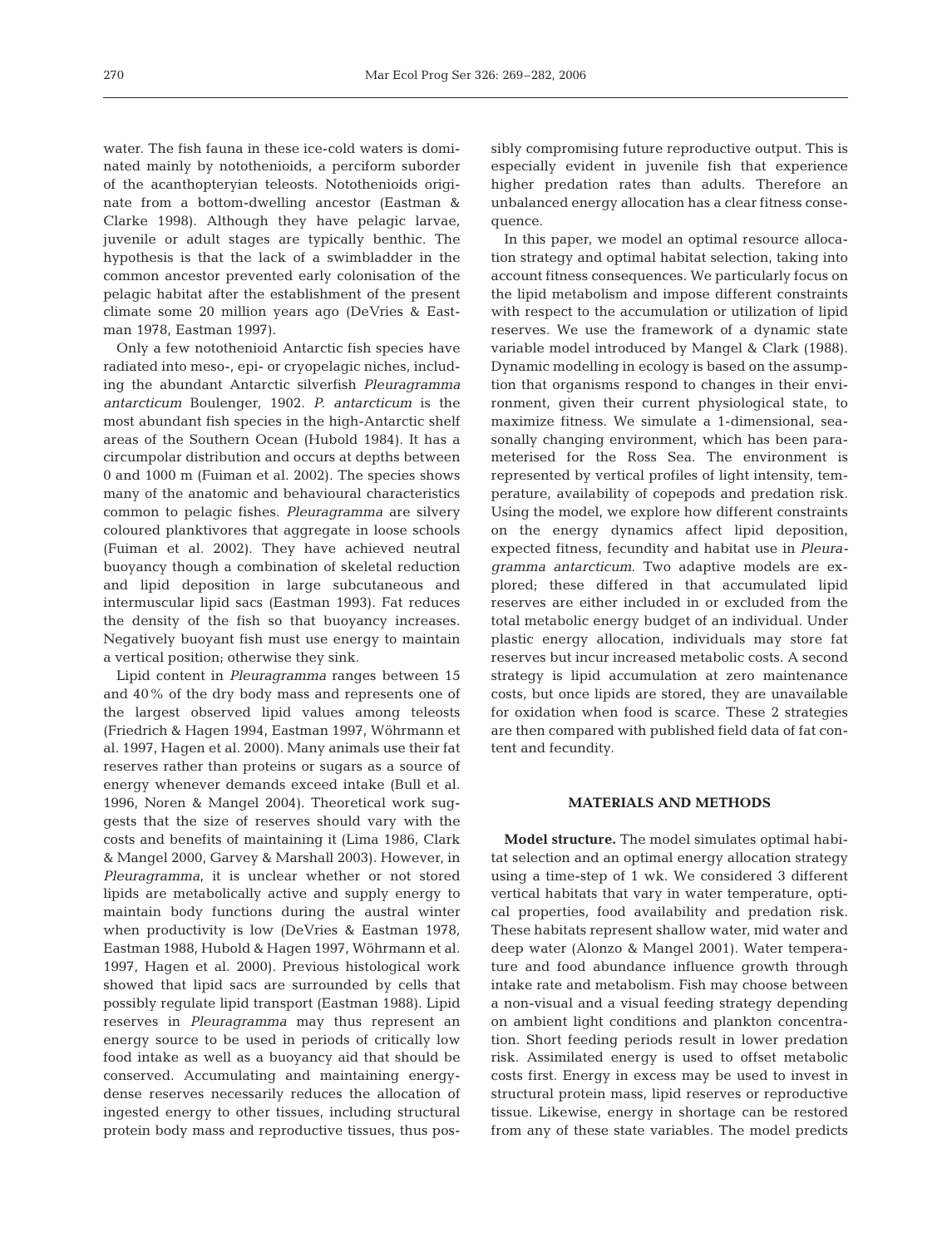water. The fish fauna in these ice-cold waters is dominated mainly by notothenioids, a perciform suborder of the acanthopteryian teleosts. Notothenioids originate from a bottom-dwelling ancestor (Eastman & Clarke 1998). Although they have pelagic larvae, juvenile or adult stages are typically benthic. The hypothesis is that the lack of a swimbladder in the common ancestor prevented early colonisation of the pelagic habitat after the establishment of the present climate some 20 million years ago (DeVries & Eastman 1978, Eastman 1997).

Only a few notothenioid Antarctic fish species have radiated into meso-, epi- or cryopelagic niches, including the abundant Antarctic silverfish *Pleuragramma antarcticum* Boulenger, 1902. *P. antarcticum* is the most abundant fish species in the high-Antarctic shelf areas of the Southern Ocean (Hubold 1984). It has a circumpolar distribution and occurs at depths between 0 and 1000 m (Fuiman et al. 2002). The species shows many of the anatomic and behavioural characteristics common to pelagic fishes. *Pleuragramma* are silvery coloured planktivores that aggregate in loose schools (Fuiman et al. 2002). They have achieved neutral buoyancy though a combination of skeletal reduction and lipid deposition in large subcutaneous and intermuscular lipid sacs (Eastman 1993). Fat reduces the density of the fish so that buoyancy increases. Negatively buoyant fish must use energy to maintain a vertical position; otherwise they sink.

Lipid content in *Pleuragramma* ranges between 15 and 40% of the dry body mass and represents one of the largest observed lipid values among teleosts (Friedrich & Hagen 1994, Eastman 1997, Wöhrmann et al. 1997, Hagen et al. 2000). Many animals use their fat reserves rather than proteins or sugars as a source of energy whenever demands exceed intake (Bull et al. 1996, Noren & Mangel 2004). Theoretical work suggests that the size of reserves should vary with the costs and benefits of maintaining it (Lima 1986, Clark & Mangel 2000, Garvey & Marshall 2003). However, in *Pleuragramma*, it is unclear whether or not stored lipids are metabolically active and supply energy to maintain body functions during the austral winter when productivity is low (DeVries & Eastman 1978, Eastman 1988, Hubold & Hagen 1997, Wöhrmann et al. 1997, Hagen et al. 2000). Previous histological work showed that lipid sacs are surrounded by cells that possibly regulate lipid transport (Eastman 1988). Lipid reserves in *Pleuragramma* may thus represent an energy source to be used in periods of critically low food intake as well as a buoyancy aid that should be conserved. Accumulating and maintaining energy-dense reserves necessarily reduces the allocation of ingested energy to other tissues, including structural protein body mass and reproductive tissues, thus possibly compromising future reproductive output. This is especially evident in juvenile fish that experience higher predation rates than adults. Therefore an unbalanced energy allocation has a clear fitness consequence.

In this paper, we model an optimal resource allocation strategy and optimal habitat selection, taking into account fitness consequences. We particularly focus on the lipid metabolism and impose different constraints with respect to the accumulation or utilization of lipid reserves. We use the framework of a dynamic state variable model introduced by Mangel & Clark (1988). Dynamic modelling in ecology is based on the assumption that organisms respond to changes in their environment, given their current physiological state, to maximize fitness. We simulate a 1-dimensional, seasonally changing environment, which has been parameterised for the Ross Sea. The environment is represented by vertical profiles of light intensity, temperature, availability of copepods and predation risk. Using the model, we explore how different constraints on the energy dynamics affect lipid deposition, expected fitness, fecundity and habitat use in *Pleuragramma antarcticum*. Two adaptive models are explored; these differed in that accumulated lipid reserves are either included in or excluded from the total metabolic energy budget of an individual. Under plastic energy allocation, individuals may store fat reserves but incur increased metabolic costs. A second strategy is lipid accumulation at zero maintenance costs, but once lipids are stored, they are unavailable for oxidation when food is scarce. These 2 strategies are then compared with published field data of fat content and fecundity.

## MATERIALS AND METHODS

**Model structure.** The model simulates optimal habitat selection and an optimal energy allocation strategy using a time-step of 1 wk. We considered 3 different vertical habitats that vary in water temperature, optical properties, food availability and predation risk. These habitats represent shallow water, mid water and deep water (Alonzo & Mangel 2001). Water temperature and food abundance influence growth through intake rate and metabolism. Fish may choose between a non-visual and a visual feeding strategy depending on ambient light conditions and plankton concentration. Short feeding periods result in lower predation risk. Assimilated energy is used to offset metabolic costs first. Energy in excess may be used to invest in structural protein mass, lipid reserves or reproductive tissue. Likewise, energy in shortage can be restored from any of these state variables. The model predicts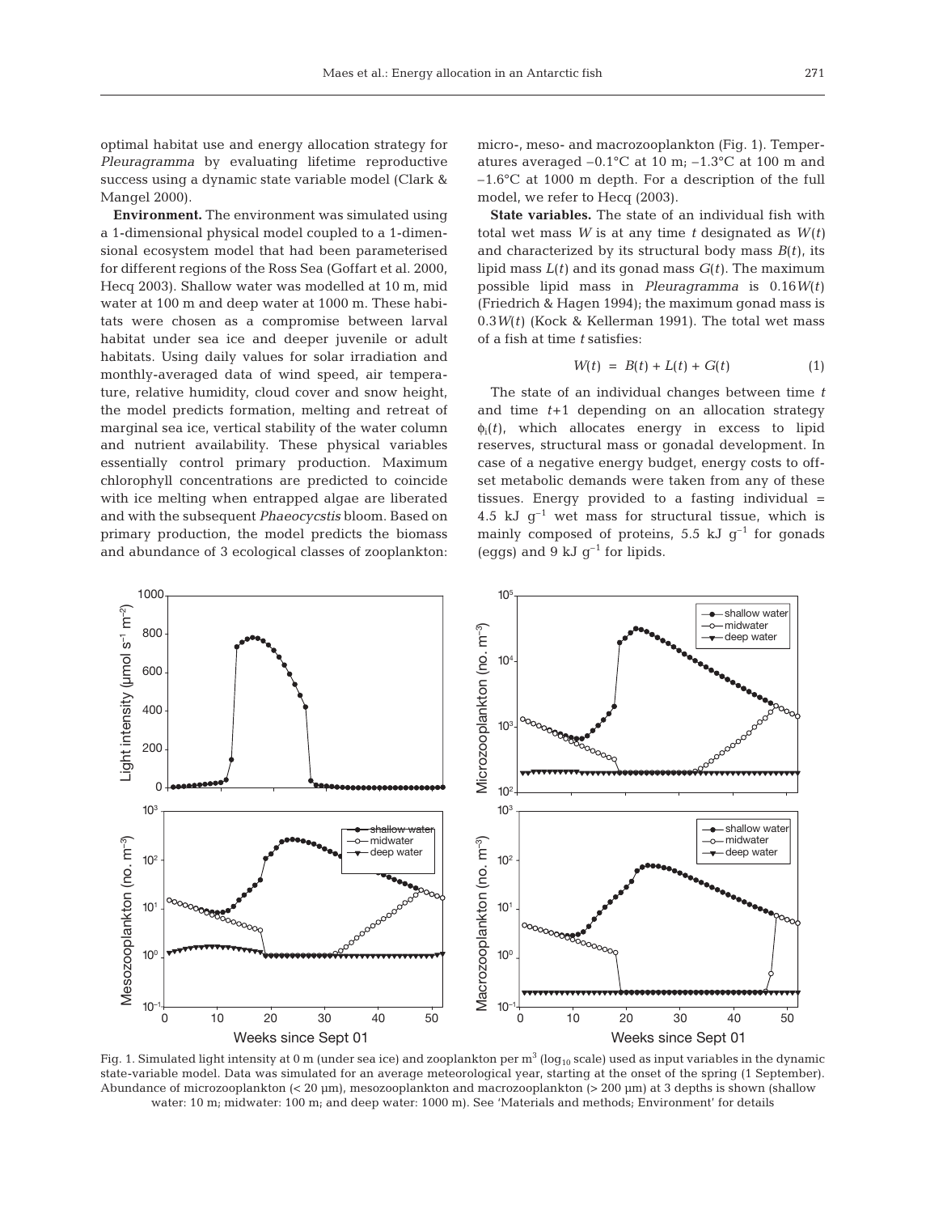optimal habitat use and energy allocation strategy for *Pleuragramma* by evaluating lifetime reproductive success using a dynamic state variable model (Clark & Mangel 2000).

**Environment.** The environment was simulated using a 1-dimensional physical model coupled to a 1-dimensional ecosystem model that had been parameterised for different regions of the Ross Sea (Goffart et al. 2000, Hecq 2003). Shallow water was modelled at 10 m, mid water at 100 m and deep water at 1000 m. These habitats were chosen as a compromise between larval habitat under sea ice and deeper juvenile or adult habitats. Using daily values for solar irradiation and monthly-averaged data of wind speed, air temperature, relative humidity, cloud cover and snow height, the model predicts formation, melting and retreat of marginal sea ice, vertical stability of the water column and nutrient availability. These physical variables essentially control primary production. Maximum chlorophyll concentrations are predicted to coincide with ice melting when entrapped algae are liberated and with the subsequent *Phaeocycstis* bloom. Based on primary production, the model predicts the biomass and abundance of 3 ecological classes of zooplankton: micro-, meso- and macrozooplankton (Fig. 1). Temperatures averaged –0.1°C at 10 m; –1.3°C at 100 m and –1.6°C at 1000 m depth. For a description of the full model, we refer to Hecq (2003).

**State variables.** The state of an individual fish with total wet mass $W$ is at any time $t$ designated as $W(t)$ and characterized by its structural body mass $B(t)$, its lipid mass $L(t)$ and its gonad mass $G(t)$. The maximum possible lipid mass in *Pleuragramma* is $0.16W(t)$ (Friedrich & Hagen 1994); the maximum gonad mass is $0.3W(t)$ (Kock & Kellerman 1991). The total wet mass of a fish at time $t$ satisfies:

$$W(t) = B(t) + L(t) + G(t) \tag{1}$$

The state of an individual changes between time $t$ and time $t$+1 depending on an allocation strategy $\phi_i(t)$, which allocates energy in excess to lipid reserves, structural mass or gonadal development. In case of a negative energy budget, energy costs to offset metabolic demands were taken from any of these tissues. Energy provided to a fasting individual = 4.5 kJ $g^{-1}$ wet mass for structural tissue, which is mainly composed of proteins, 5.5 kJ $g^{-1}$ for gonads (eggs) and 9 kJ $g^{-1}$ for lipids.

Fig. 1. Simulated light intensity at 0 m (under sea ice) and zooplankton per $m^3$ ($\log_{10}$ scale) used as input variables in the dynamic state-variable model. Data was simulated for an average meteorological year, starting at the onset of the spring (1 September). Abundance of microzooplankton (< 20 µm), mesozooplankton and macrozooplankton (> 200 µm) at 3 depths is shown (shallow water: 10 m; midwater: 100 m; and deep water: 1000 m). See 'Materials and methods; Environment' for details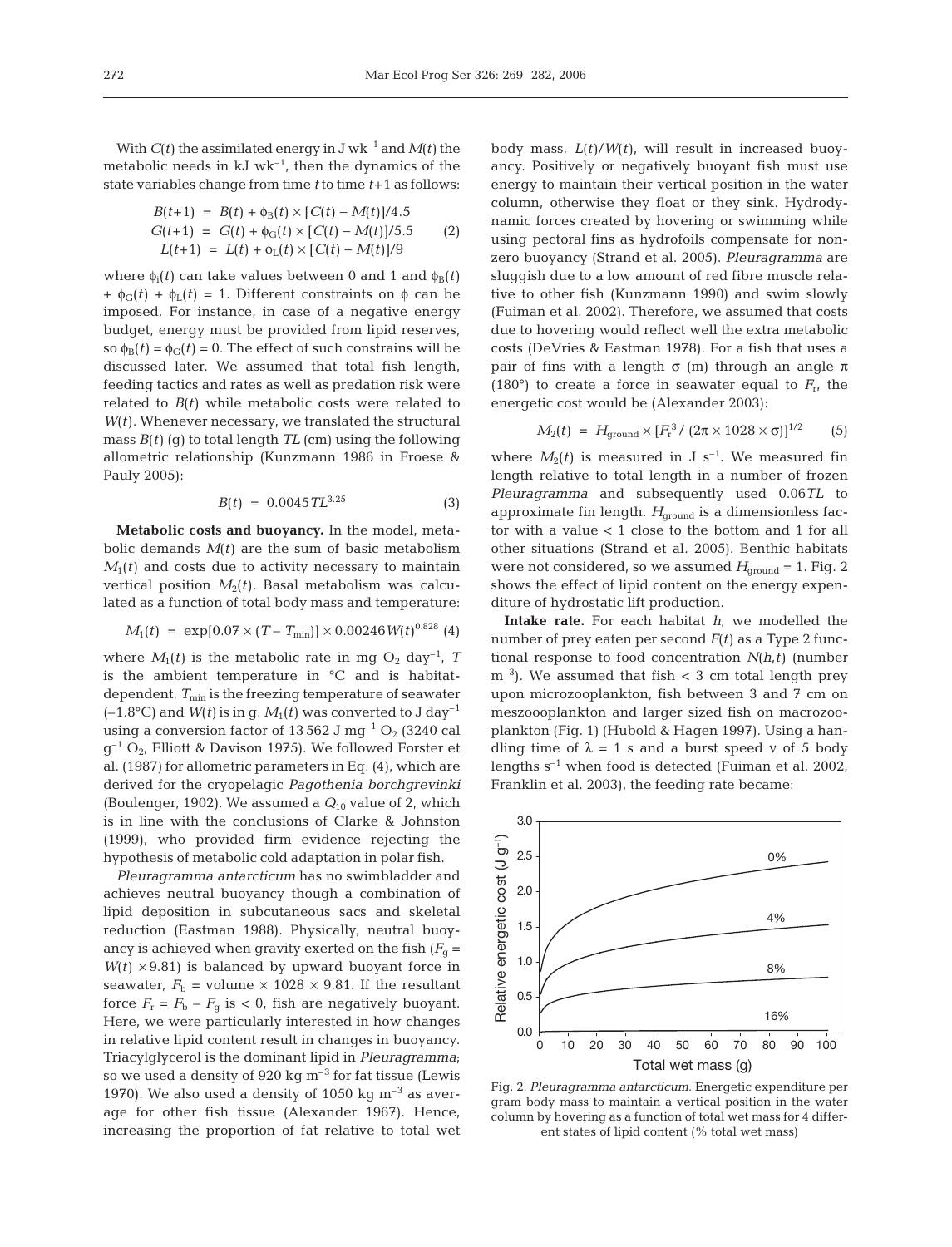With $C(t)$ the assimilated energy in J wk$^{-1}$ and $M(t)$ the metabolic needs in kJ wk$^{-1}$, then the dynamics of the state variables change from time $t$ to time $t$+1 as follows:

$$
\begin{aligned}
B(t+1) &= B(t) + \phi_B(t) \times [C(t) - M(t)]/4.5 \\
G(t+1) &= G(t) + \phi_G(t) \times [C(t) - M(t)]/5.5 \\
L(t+1) &= L(t) + \phi_L(t) \times [C(t) - M(t)]/9
\end{aligned} \quad (2)
$$

where $\phi_i(t)$ can take values between 0 and 1 and $\phi_B(t) + \phi_G(t) + \phi_L(t) = 1$. Different constraints on $\phi$ can be imposed. For instance, in case of a negative energy budget, energy must be provided from lipid reserves, so $\phi_B(t) = \phi_G(t) = 0$. The effect of such constrains will be discussed later. We assumed that total fish length, feeding tactics and rates as well as predation risk were related to $B(t)$ while metabolic costs were related to $W(t)$. Whenever necessary, we translated the structural mass $B(t)$ (g) to total length $TL$ (cm) using the following allometric relationship (Kunzmann 1986 in Froese & Pauly 2005):

$$B(t) = 0.0045\,TL^{3.25} \quad (3)$$

**Metabolic costs and buoyancy.** In the model, metabolic demands $M(t)$ are the sum of basic metabolism $M_1(t)$ and costs due to activity necessary to maintain vertical position $M_2(t)$. Basal metabolism was calculated as a function of total body mass and temperature:

$$M_1(t) = \exp[0.07 \times (T - T_{min})] \times 0.00246\,W(t)^{0.828} \quad (4)$$

where $M_1(t)$ is the metabolic rate in mg $O_2$ day$^{-1}$, $T$ is the ambient temperature in °C and is habitat-dependent, $T_{min}$ is the freezing temperature of seawater (–1.8°C) and $W(t)$ is in g. $M_1(t)$ was converted to J day$^{-1}$ using a conversion factor of 13 562 J mg$^{-1}$ $O_2$ (3240 cal g$^{-1}$ $O_2$, Elliott & Davison 1975). We followed Forster et al. (1987) for allometric parameters in Eq. (4), which are derived for the cryopelagic *Pagothenia borchgrevinki* (Boulenger, 1902). We assumed a $Q_{10}$ value of 2, which is in line with the conclusions of Clarke & Johnston (1999), who provided firm evidence rejecting the hypothesis of metabolic cold adaptation in polar fish.

*Pleuragramma antarcticum* has no swimbladder and achieves neutral buoyancy though a combination of lipid deposition in subcutaneous sacs and skeletal reduction (Eastman 1988). Physically, neutral buoyancy is achieved when gravity exerted on the fish ($F_g = W(t) \times 9.81$) is balanced by upward buoyant force in seawater, $F_b$ = volume × 1028 × 9.81. If the resultant force $F_r = F_b - F_g$ is < 0, fish are negatively buoyant. Here, we were particularly interested in how changes in relative lipid content result in changes in buoyancy. Triacylglycerol is the dominant lipid in *Pleuragramma*; so we used a density of 920 kg m$^{-3}$ for fat tissue (Lewis 1970). We also used a density of 1050 kg m$^{-3}$ as average for other fish tissue (Alexander 1967). Hence, increasing the proportion of fat relative to total wet body mass, $L(t)/W(t)$, will result in increased buoyancy. Positively or negatively buoyant fish must use energy to maintain their vertical position in the water column, otherwise they float or they sink. Hydrodynamic forces created by hovering or swimming while using pectoral fins as hydrofoils compensate for nonzero buoyancy (Strand et al. 2005). *Pleuragramma* are sluggish due to a low amount of red fibre muscle relative to other fish (Kunzmann 1990) and swim slowly (Fuiman et al. 2002). Therefore, we assumed that costs due to hovering would reflect well the extra metabolic costs (DeVries & Eastman 1978). For a fish that uses a pair of fins with a length $\sigma$ (m) through an angle $\pi$ (180°) to create a force in seawater equal to $F_r$, the energetic cost would be (Alexander 2003):

$$M_2(t) = H_{ground} \times [F_r^3 / (2\pi \times 1028 \times \sigma)]^{1/2} \quad (5)$$

where $M_2(t)$ is measured in J s$^{-1}$. We measured fin length relative to total length in a number of frozen *Pleuragramma* and subsequently used 0.06$TL$ to approximate fin length. $H_{ground}$ is a dimensionless factor with a value < 1 close to the bottom and 1 for all other situations (Strand et al. 2005). Benthic habitats were not considered, so we assumed $H_{ground}$ = 1. Fig. 2 shows the effect of lipid content on the energy expenditure of hydrostatic lift production.

**Intake rate.** For each habitat $h$, we modelled the number of prey eaten per second $F(t)$ as a Type 2 functional response to food concentration $N(h,t)$ (number m$^{-3}$). We assumed that fish < 3 cm total length prey upon microzooplankton, fish between 3 and 7 cm on meszooplankton and larger sized fish on macrozooplankton (Fig. 1) (Hubold & Hagen 1997). Using a handling time of $\lambda$ = 1 s and a burst speed $\nu$ of 5 body lengths s$^{-1}$ when food is detected (Fuiman et al. 2002, Franklin et al. 2003), the feeding rate became:

Fig. 2. *Pleuragramma antarcticum*. Energetic expenditure per gram body mass to maintain a vertical position in the water column by hovering as a function of total wet mass for 4 different states of lipid content (% total wet mass)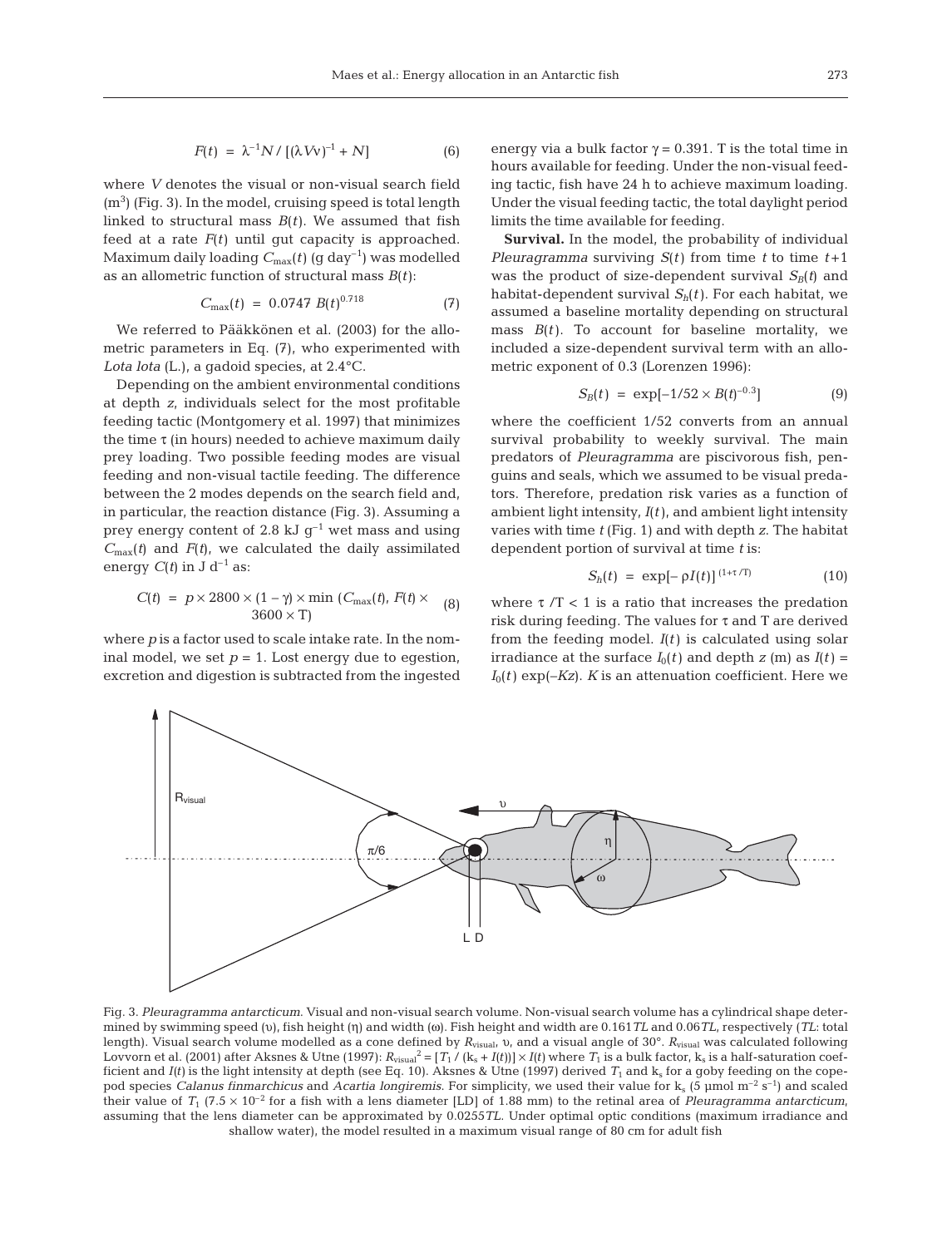$$F(t) = \lambda^{-1}N / [(\lambda V\upsilon)^{-1} + N] \quad (6)$$

where $V$ denotes the visual or non-visual search field ($m^3$) (Fig. 3). In the model, cruising speed is total length linked to structural mass $B(t)$. We assumed that fish feed at a rate $F(t)$ until gut capacity is approached. Maximum daily loading $C_{max}(t)$ (g $day^{-1}$) was modelled as an allometric function of structural mass $B(t)$:

$$C_{max}(t) = 0.0747\ B(t)^{0.718} \quad (7)$$

We referred to Pääkkönen et al. (2003) for the allometric parameters in Eq. (7), who experimented with *Lota lota* (L.), a gadoid species, at 2.4°C.

Depending on the ambient environmental conditions at depth $z$, individuals select for the most profitable feeding tactic (Montgomery et al. 1997) that minimizes the time $\tau$ (in hours) needed to achieve maximum daily prey loading. Two possible feeding modes are visual feeding and non-visual tactile feeding. The difference between the 2 modes depends on the search field and, in particular, the reaction distance (Fig. 3). Assuming a prey energy content of 2.8 kJ $g^{-1}$ wet mass and using $C_{max}(t)$ and $F(t)$, we calculated the daily assimilated energy $C(t)$ in J $d^{-1}$ as:

$$C(t) = p \times 2800 \times (1 - \gamma) \times \min\left(C_{max}(t), F(t) \times 3600 \times \mathrm{T}\right) \quad (8)$$

where $p$ is a factor used to scale intake rate. In the nominal model, we set $p = 1$. Lost energy due to egestion, excretion and digestion is subtracted from the ingested energy via a bulk factor $\gamma = 0.391$. T is the total time in hours available for feeding. Under the non-visual feeding tactic, fish have 24 h to achieve maximum loading. Under the visual feeding tactic, the total daylight period limits the time available for feeding.

**Survival.** In the model, the probability of individual *Pleuragramma* surviving $S(t)$ from time $t$ to time $t$+1 was the product of size-dependent survival $S_B(t)$ and habitat-dependent survival $S_h(t)$. For each habitat, we assumed a baseline mortality depending on structural mass $B(t)$. To account for baseline mortality, we included a size-dependent survival term with an allometric exponent of 0.3 (Lorenzen 1996):

$$S_B(t) = \exp[-1/52 \times B(t)^{-0.3}] \quad (9)$$

where the coefficient 1/52 converts from an annual survival probability to weekly survival. The main predators of *Pleuragramma* are piscivorous fish, penguins and seals, which we assumed to be visual predators. Therefore, predation risk varies as a function of ambient light intensity, $I(t)$, and ambient light intensity varies with time $t$ (Fig. 1) and with depth $z$. The habitat dependent portion of survival at time $t$ is:

$$S_h(t) = \exp[-\rho I(t)]^{(1+\tau/\mathrm{T})} \quad (10)$$

where $\tau/\mathrm{T} < 1$ is a ratio that increases the predation risk during feeding. The values for $\tau$ and T are derived from the feeding model. $I(t)$ is calculated using solar irradiance at the surface $I_0(t)$ and depth $z$ (m) as $I(t) = I_0(t)\exp(-Kz)$. $K$ is an attenuation coefficient. Here we

Fig. 3. *Pleuragramma antarcticum*. Visual and non-visual search volume. Non-visual search volume has a cylindrical shape determined by swimming speed ($\upsilon$), fish height ($\eta$) and width ($\omega$). Fish height and width are 0.161*TL* and 0.06*TL*, respectively (*TL*: total length). Visual search volume modelled as a cone defined by $R_{visual}$, $\upsilon$, and a visual angle of 30°. $R_{visual}$ was calculated following Lovvorn et al. (2001) after Aksnes & Utne (1997): $R_{visual}^2 = [T_1 / (k_s + I(t))] \times I(t)$ where $T_1$ is a bulk factor, $k_s$ is a half-saturation coefficient and $I(t)$ is the light intensity at depth (see Eq. 10). Aksnes & Utne (1997) derived $T_1$ and $k_s$ for a goby feeding on the copepod species *Calanus finmarchicus* and *Acartia longiremis*. For simplicity, we used their value for $k_s$ (5 µmol $m^{-2}$ $s^{-1}$) and scaled their value of $T_1$ ($7.5 \times 10^{-2}$ for a fish with a lens diameter [LD] of 1.88 mm) to the retinal area of *Pleuragramma antarcticum*, assuming that the lens diameter can be approximated by 0.0255*TL*. Under optimal optic conditions (maximum irradiance and shallow water), the model resulted in a maximum visual range of 80 cm for adult fish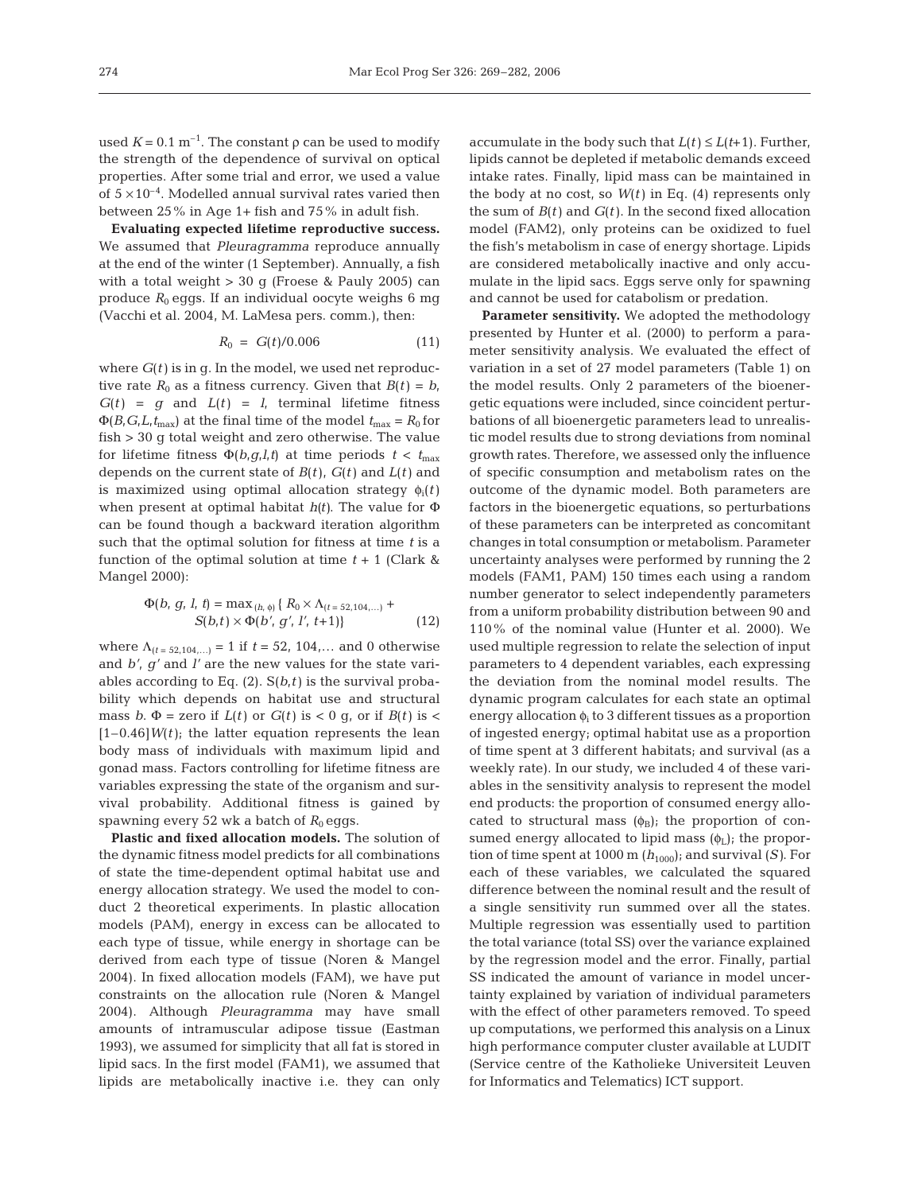used $K = 0.1$ m$^{-1}$. The constant ρ can be used to modify the strength of the dependence of survival on optical properties. After some trial and error, we used a value of $5 \times 10^{-4}$. Modelled annual survival rates varied then between 25% in Age 1+ fish and 75% in adult fish.

**Evaluating expected lifetime reproductive success.** We assumed that *Pleuragramma* reproduce annually at the end of the winter (1 September). Annually, a fish with a total weight > 30 g (Froese & Pauly 2005) can produce $R_0$ eggs. If an individual oocyte weighs 6 mg (Vacchi et al. 2004, M. LaMesa pers. comm.), then:

$$R_0 = G(t)/0.006 \tag{11}$$

where $G(t)$ is in g. In the model, we used net reproductive rate $R_0$ as a fitness currency. Given that $B(t) = b$, $G(t) = g$ and $L(t) = l$, terminal lifetime fitness $\Phi(B,G,L,t_{max})$ at the final time of the model $t_{max} = R_0$ for fish > 30 g total weight and zero otherwise. The value for lifetime fitness $\Phi(b,g,l,t)$ at time periods $t < t_{max}$ depends on the current state of $B(t)$, $G(t)$ and $L(t)$ and is maximized using optimal allocation strategy $\phi_i(t)$ when present at optimal habitat $h(t)$. The value for Φ can be found though a backward iteration algorithm such that the optimal solution for fitness at time $t$ is a function of the optimal solution at time $t + 1$ (Clark & Mangel 2000):

$$\Phi(b, g, l, t) = \max_{(h,\,\phi)} \{ R_0 \times \Lambda_{(t = 52,104,\ldots)} + S(b,t) \times \Phi(b', g', l', t{+}1) \} \tag{12}$$

where $\Lambda_{(t = 52,104,\ldots)} = 1$ if $t = 52$, 104,... and 0 otherwise and $b'$, $g'$ and $l'$ are the new values for the state variables according to Eq. (2). $S(b,t)$ is the survival probability which depends on habitat use and structural mass $b$. Φ = zero if $L(t)$ or $G(t)$ is < 0 g, or if $B(t)$ is < $[1-0.46]W(t)$; the latter equation represents the lean body mass of individuals with maximum lipid and gonad mass. Factors controlling for lifetime fitness are variables expressing the state of the organism and survival probability. Additional fitness is gained by spawning every 52 wk a batch of $R_0$ eggs.

**Plastic and fixed allocation models.** The solution of the dynamic fitness model predicts for all combinations of state the time-dependent optimal habitat use and energy allocation strategy. We used the model to conduct 2 theoretical experiments. In plastic allocation models (PAM), energy in excess can be allocated to each type of tissue, while energy in shortage can be derived from each type of tissue (Noren & Mangel 2004). In fixed allocation models (FAM), we have put constraints on the allocation rule (Noren & Mangel 2004). Although *Pleuragramma* may have small amounts of intramuscular adipose tissue (Eastman 1993), we assumed for simplicity that all fat is stored in lipid sacs. In the first model (FAM1), we assumed that lipids are metabolically inactive i.e. they can only accumulate in the body such that $L(t) \leq L(t{+}1)$. Further, lipids cannot be depleted if metabolic demands exceed intake rates. Finally, lipid mass can be maintained in the body at no cost, so $W(t)$ in Eq. (4) represents only the sum of $B(t)$ and $G(t)$. In the second fixed allocation model (FAM2), only proteins can be oxidized to fuel the fish's metabolism in case of energy shortage. Lipids are considered metabolically inactive and only accumulate in the lipid sacs. Eggs serve only for spawning and cannot be used for catabolism or predation.

**Parameter sensitivity.** We adopted the methodology presented by Hunter et al. (2000) to perform a parameter sensitivity analysis. We evaluated the effect of variation in a set of 27 model parameters (Table 1) on the model results. Only 2 parameters of the bioenergetic equations were included, since coincident perturbations of all bioenergetic parameters lead to unrealistic model results due to strong deviations from nominal growth rates. Therefore, we assessed only the influence of specific consumption and metabolism rates on the outcome of the dynamic model. Both parameters are factors in the bioenergetic equations, so perturbations of these parameters can be interpreted as concomitant changes in total consumption or metabolism. Parameter uncertainty analyses were performed by running the 2 models (FAM1, PAM) 150 times each using a random number generator to select independently parameters from a uniform probability distribution between 90 and 110% of the nominal value (Hunter et al. 2000). We used multiple regression to relate the selection of input parameters to 4 dependent variables, each expressing the deviation from the nominal model results. The dynamic program calculates for each state an optimal energy allocation $\phi_i$ to 3 different tissues as a proportion of ingested energy; optimal habitat use as a proportion of time spent at 3 different habitats; and survival (as a weekly rate). In our study, we included 4 of these variables in the sensitivity analysis to represent the model end products: the proportion of consumed energy allocated to structural mass ($\phi_B$); the proportion of consumed energy allocated to lipid mass ($\phi_L$); the proportion of time spent at 1000 m ($h_{1000}$); and survival ($S$). For each of these variables, we calculated the squared difference between the nominal result and the result of a single sensitivity run summed over all the states. Multiple regression was essentially used to partition the total variance (total SS) over the variance explained by the regression model and the error. Finally, partial SS indicated the amount of variance in model uncertainty explained by variation of individual parameters with the effect of other parameters removed. To speed up computations, we performed this analysis on a Linux high performance computer cluster available at LUDIT (Service centre of the Katholieke Universiteit Leuven for Informatics and Telematics) ICT support.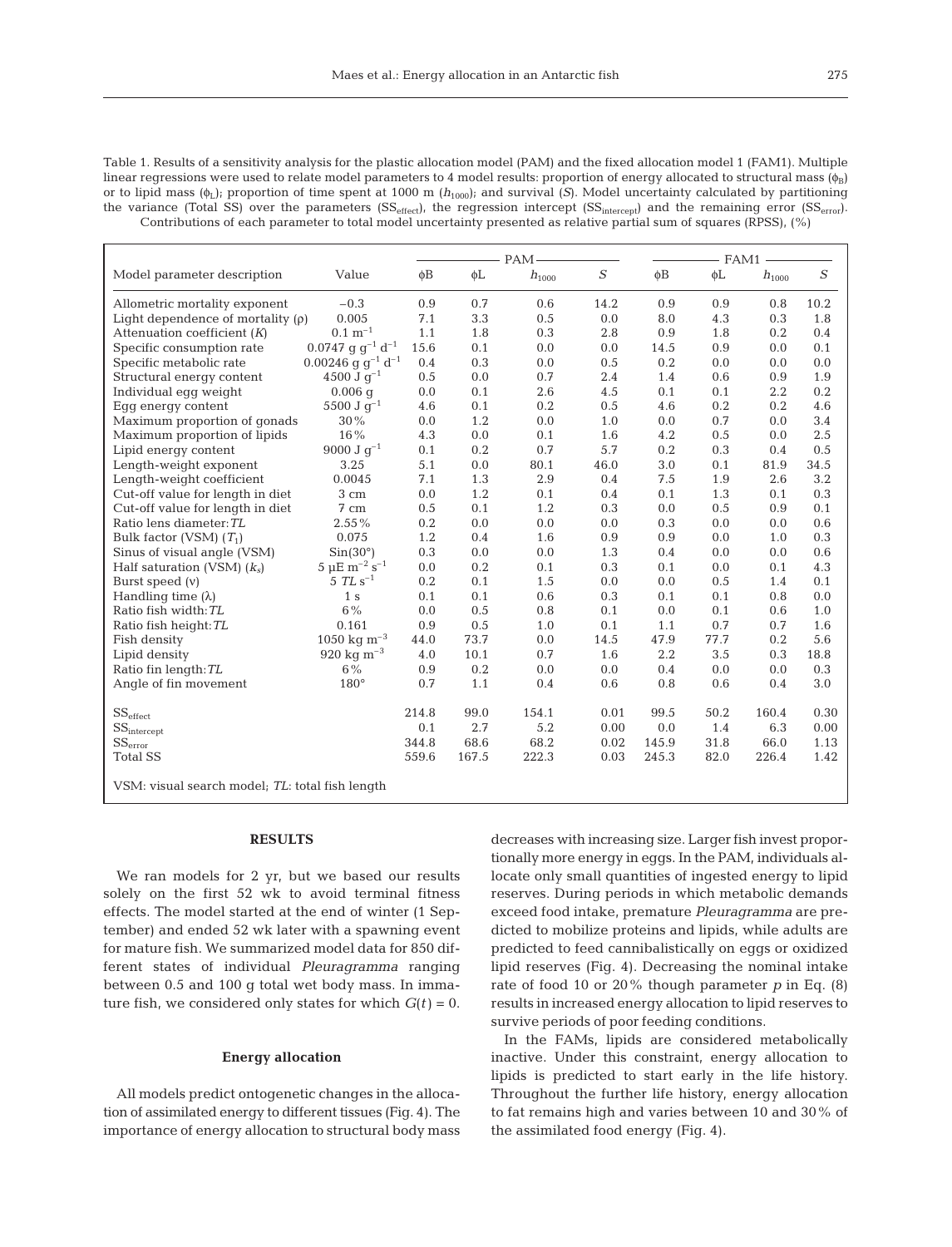Table 1. Results of a sensitivity analysis for the plastic allocation model (PAM) and the fixed allocation model 1 (FAM1). Multiple linear regressions were used to relate model parameters to 4 model results: proportion of energy allocated to structural mass ($\phi_B$) or to lipid mass ($\phi_L$); proportion of time spent at 1000 m ($h_{1000}$); and survival ($S$). Model uncertainty calculated by partitioning the variance (Total SS) over the parameters ($SS_{effect}$), the regression intercept ($SS_{intercept}$) and the remaining error ($SS_{error}$). Contributions of each parameter to total model uncertainty presented as relative partial sum of squares (RPSS), (%)

| Model parameter description | Value | PAM | | | | FAM1 | | | |
|---|---|---|---|---|---|---|---|---|---|
| | | $\phi$B | $\phi$L | $h_{1000}$ | $S$ | $\phi$B | $\phi$L | $h_{1000}$ | $S$ |
| Allometric mortality exponent | −0.3 | 0.9 | 0.7 | 0.6 | 14.2 | 0.9 | 0.9 | 0.8 | 10.2 |
| Light dependence of mortality (ρ) | 0.005 | 7.1 | 3.3 | 0.5 | 0.0 | 8.0 | 4.3 | 0.3 | 1.8 |
| Attenuation coefficient ($K$) | 0.1 $m^{-1}$ | 1.1 | 1.8 | 0.3 | 2.8 | 0.9 | 1.8 | 0.2 | 0.4 |
| Specific consumption rate | 0.0747 g $g^{-1}$ $d^{-1}$ | 15.6 | 0.1 | 0.0 | 0.0 | 14.5 | 0.9 | 0.0 | 0.1 |
| Specific metabolic rate | 0.00246 g $g^{-1}$ $d^{-1}$ | 0.4 | 0.3 | 0.0 | 0.5 | 0.2 | 0.0 | 0.0 | 0.0 |
| Structural energy content | 4500 J $g^{-1}$ | 0.5 | 0.0 | 0.7 | 2.4 | 1.4 | 0.6 | 0.9 | 1.9 |
| Individual egg weight | 0.006 g | 0.0 | 0.1 | 2.6 | 4.5 | 0.1 | 0.1 | 2.2 | 0.2 |
| Egg energy content | 5500 J $g^{-1}$ | 4.6 | 0.1 | 0.2 | 0.5 | 4.6 | 0.2 | 0.2 | 4.6 |
| Maximum proportion of gonads | 30% | 0.0 | 1.2 | 0.0 | 1.0 | 0.0 | 0.7 | 0.0 | 3.4 |
| Maximum proportion of lipids | 16% | 4.3 | 0.0 | 0.1 | 1.6 | 4.2 | 0.5 | 0.0 | 2.5 |
| Lipid energy content | 9000 J $g^{-1}$ | 0.1 | 0.2 | 0.7 | 5.7 | 0.2 | 0.3 | 0.4 | 0.5 |
| Length-weight exponent | 3.25 | 5.1 | 0.0 | 80.1 | 46.0 | 3.0 | 0.1 | 81.9 | 34.5 |
| Length-weight coefficient | 0.0045 | 7.1 | 1.3 | 2.9 | 0.4 | 7.5 | 1.9 | 2.6 | 3.2 |
| Cut-off value for length in diet | 3 cm | 0.0 | 1.2 | 0.1 | 0.4 | 0.1 | 1.3 | 0.1 | 0.3 |
| Cut-off value for length in diet | 7 cm | 0.5 | 0.1 | 1.2 | 0.3 | 0.0 | 0.5 | 0.9 | 0.1 |
| Ratio lens diameter:$TL$ | 2.55% | 0.2 | 0.0 | 0.0 | 0.0 | 0.3 | 0.0 | 0.0 | 0.6 |
| Bulk factor (VSM) ($T_1$) | 0.075 | 1.2 | 0.4 | 1.6 | 0.9 | 0.9 | 0.0 | 1.0 | 0.3 |
| Sinus of visual angle (VSM) | Sin(30°) | 0.3 | 0.0 | 0.0 | 1.3 | 0.4 | 0.0 | 0.0 | 0.6 |
| Half saturation (VSM) ($k_s$) | 5 μE $m^{-2}$ $s^{-1}$ | 0.0 | 0.2 | 0.1 | 0.3 | 0.1 | 0.0 | 0.1 | 4.3 |
| Burst speed (ν) | 5 $TL$ $s^{-1}$ | 0.2 | 0.1 | 1.5 | 0.0 | 0.0 | 0.5 | 1.4 | 0.1 |
| Handling time (λ) | 1 s | 0.1 | 0.1 | 0.6 | 0.3 | 0.1 | 0.1 | 0.8 | 0.0 |
| Ratio fish width:$TL$ | 6% | 0.0 | 0.5 | 0.8 | 0.1 | 0.0 | 0.1 | 0.6 | 1.0 |
| Ratio fish height:$TL$ | 0.161 | 0.9 | 0.5 | 1.0 | 0.1 | 1.1 | 0.7 | 0.7 | 1.6 |
| Fish density | 1050 kg $m^{-3}$ | 44.0 | 73.7 | 0.0 | 14.5 | 47.9 | 77.7 | 0.2 | 5.6 |
| Lipid density | 920 kg $m^{-3}$ | 4.0 | 10.1 | 0.7 | 1.6 | 2.2 | 3.5 | 0.3 | 18.8 |
| Ratio fin length:$TL$ | 6% | 0.9 | 0.2 | 0.0 | 0.0 | 0.4 | 0.0 | 0.0 | 0.3 |
| Angle of fin movement | 180° | 0.7 | 1.1 | 0.4 | 0.6 | 0.8 | 0.6 | 0.4 | 3.0 |
| $SS_{effect}$ | | 214.8 | 99.0 | 154.1 | 0.01 | 99.5 | 50.2 | 160.4 | 0.30 |
| $SS_{intercept}$ | | 0.1 | 2.7 | 5.2 | 0.00 | 0.0 | 1.4 | 6.3 | 0.00 |
| $SS_{error}$ | | 344.8 | 68.6 | 68.2 | 0.02 | 145.9 | 31.8 | 66.0 | 1.13 |
| Total SS | | 559.6 | 167.5 | 222.3 | 0.03 | 245.3 | 82.0 | 226.4 | 1.42 |

VSM: visual search model; $TL$: total fish length

## RESULTS

We ran models for 2 yr, but we based our results solely on the first 52 wk to avoid terminal fitness effects. The model started at the end of winter (1 September) and ended 52 wk later with a spawning event for mature fish. We summarized model data for 850 different states of individual *Pleuragramma* ranging between 0.5 and 100 g total wet body mass. In immature fish, we considered only states for which $G(t) = 0$.

### Energy allocation

All models predict ontogenetic changes in the allocation of assimilated energy to different tissues (Fig. 4). The importance of energy allocation to structural body mass decreases with increasing size. Larger fish invest proportionally more energy in eggs. In the PAM, individuals allocate only small quantities of ingested energy to lipid reserves. During periods in which metabolic demands exceed food intake, premature *Pleuragramma* are predicted to mobilize proteins and lipids, while adults are predicted to feed cannibalistically on eggs or oxidized lipid reserves (Fig. 4). Decreasing the nominal intake rate of food 10 or 20% though parameter $p$ in Eq. (8) results in increased energy allocation to lipid reserves to survive periods of poor feeding conditions.

In the FAMs, lipids are considered metabolically inactive. Under this constraint, energy allocation to lipids is predicted to start early in the life history. Throughout the further life history, energy allocation to fat remains high and varies between 10 and 30% of the assimilated food energy (Fig. 4).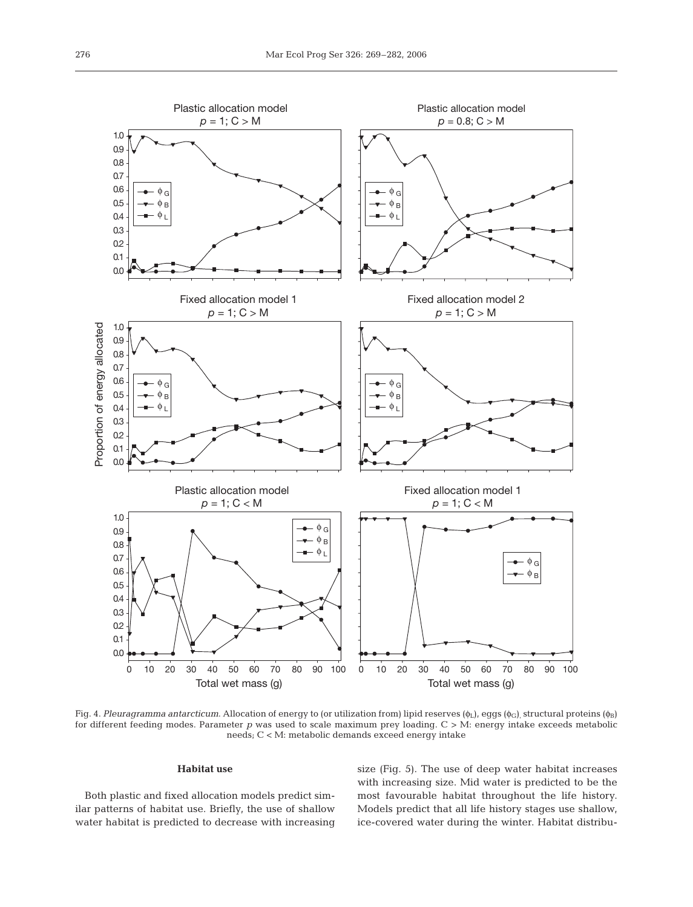Fig. 4. *Pleuragramma antarcticum*. Allocation of energy to (or utilization from) lipid reserves ($\phi_L$), eggs ($\phi_G$), structural proteins ($\phi_B$) for different feeding modes. Parameter $p$ was used to scale maximum prey loading. C > M: energy intake exceeds metabolic needs; C < M: metabolic demands exceed energy intake

### Habitat use

Both plastic and fixed allocation models predict similar patterns of habitat use. Briefly, the use of shallow water habitat is predicted to decrease with increasing size (Fig. 5). The use of deep water habitat increases with increasing size. Mid water is predicted to be the most favourable habitat throughout the life history. Models predict that all life history stages use shallow, ice-covered water during the winter. Habitat distribu-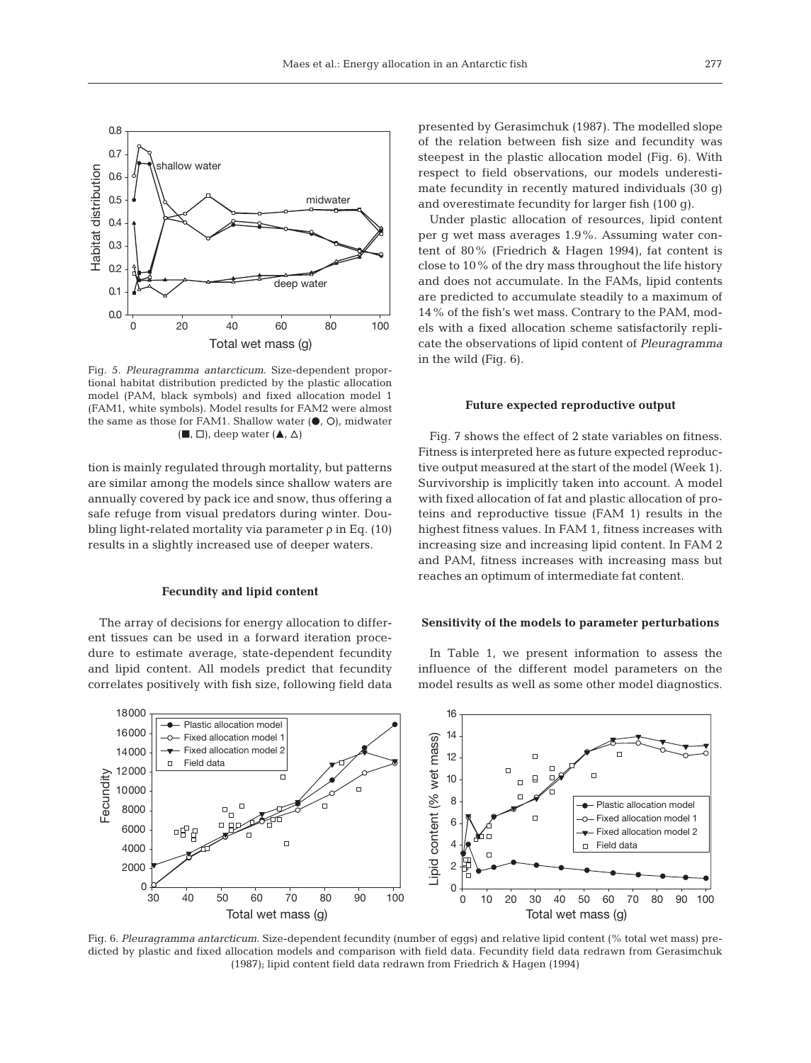Fig. 5. *Pleuragramma antarcticum*. Size-dependent proportional habitat distribution predicted by the plastic allocation model (PAM, black symbols) and fixed allocation model 1 (FAM1, white symbols). Model results for FAM2 were almost the same as those for FAM1. Shallow water (●, ○), midwater (■, □), deep water (▲, △)

tion is mainly regulated through mortality, but patterns are similar among the models since shallow waters are annually covered by pack ice and snow, thus offering a safe refuge from visual predators during winter. Doubling light-related mortality via parameter ρ in Eq. (10) results in a slightly increased use of deeper waters.

#### Fecundity and lipid content

The array of decisions for energy allocation to different tissues can be used in a forward iteration procedure to estimate average, state-dependent fecundity and lipid content. All models predict that fecundity correlates positively with fish size, following field data presented by Gerasimchuk (1987). The modelled slope of the relation between fish size and fecundity was steepest in the plastic allocation model (Fig. 6). With respect to field observations, our models underestimate fecundity in recently matured individuals (30 g) and overestimate fecundity for larger fish (100 g).

Under plastic allocation of resources, lipid content per g wet mass averages 1.9%. Assuming water content of 80% (Friedrich & Hagen 1994), fat content is close to 10% of the dry mass throughout the life history and does not accumulate. In the FAMs, lipid contents are predicted to accumulate steadily to a maximum of 14% of the fish's wet mass. Contrary to the PAM, models with a fixed allocation scheme satisfactorily replicate the observations of lipid content of *Pleuragramma* in the wild (Fig. 6).

#### Future expected reproductive output

Fig. 7 shows the effect of 2 state variables on fitness. Fitness is interpreted here as future expected reproductive output measured at the start of the model (Week 1). Survivorship is implicitly taken into account. A model with fixed allocation of fat and plastic allocation of proteins and reproductive tissue (FAM 1) results in the highest fitness values. In FAM 1, fitness increases with increasing size and increasing lipid content. In FAM 2 and PAM, fitness increases with increasing mass but reaches an optimum of intermediate fat content.

#### Sensitivity of the models to parameter perturbations

In Table 1, we present information to assess the influence of the different model parameters on the model results as well as some other model diagnostics.

Fig. 6. *Pleuragramma antarcticum*. Size-dependent fecundity (number of eggs) and relative lipid content (% total wet mass) predicted by plastic and fixed allocation models and comparison with field data. Fecundity field data redrawn from Gerasimchuk (1987); lipid content field data redrawn from Friedrich & Hagen (1994)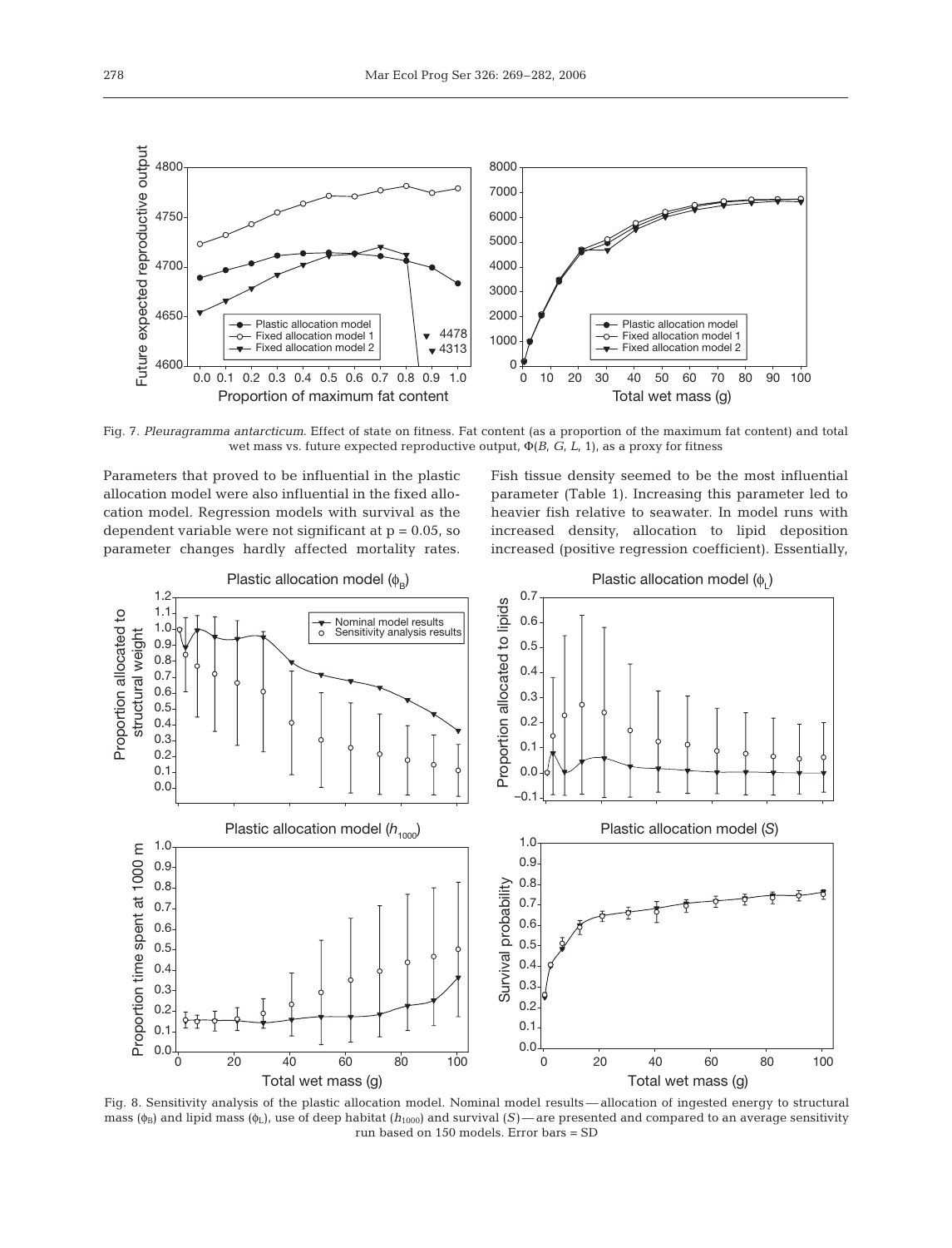Fig. 7. *Pleuragramma antarcticum.* Effect of state on fitness. Fat content (as a proportion of the maximum fat content) and total wet mass vs. future expected reproductive output, $\Phi(B, G, L, 1)$, as a proxy for fitness

Parameters that proved to be influential in the plastic allocation model were also influential in the fixed allocation model. Regression models with survival as the dependent variable were not significant at $p = 0.05$, so parameter changes hardly affected mortality rates. Fish tissue density seemed to be the most influential parameter (Table 1). Increasing this parameter led to heavier fish relative to seawater. In model runs with increased density, allocation to lipid deposition increased (positive regression coefficient). Essentially,

Fig. 8. Sensitivity analysis of the plastic allocation model. Nominal model results — allocation of ingested energy to structural mass ($\phi_B$) and lipid mass ($\phi_L$), use of deep habitat ($h_{1000}$) and survival ($S$) — are presented and compared to an average sensitivity run based on 150 models. Error bars = SD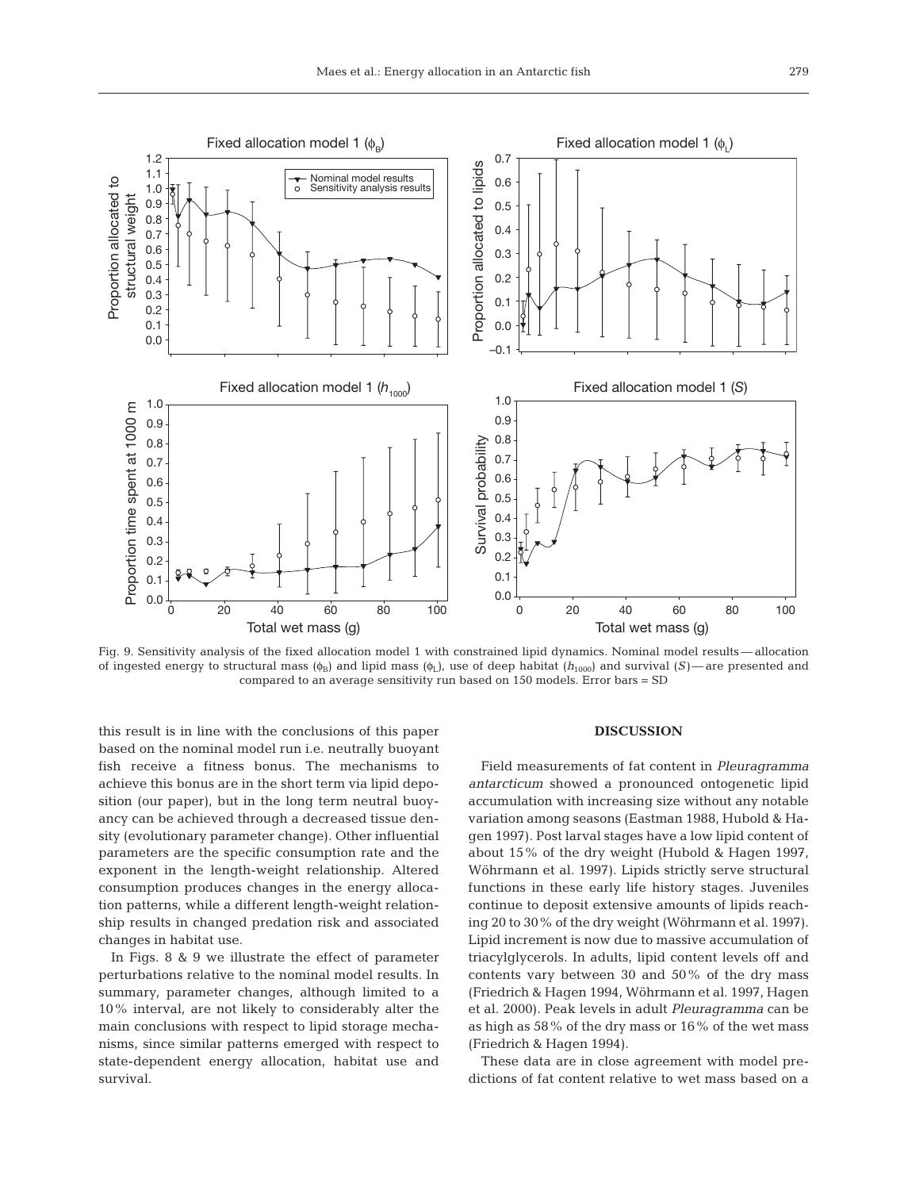Fig. 9. Sensitivity analysis of the fixed allocation model 1 with constrained lipid dynamics. Nominal model results — allocation of ingested energy to structural mass ($\phi_B$) and lipid mass ($\phi_L$), use of deep habitat ($h_{1000}$) and survival ($S$) — are presented and compared to an average sensitivity run based on 150 models. Error bars = SD

this result is in line with the conclusions of this paper based on the nominal model run i.e. neutrally buoyant fish receive a fitness bonus. The mechanisms to achieve this bonus are in the short term via lipid deposition (our paper), but in the long term neutral buoyancy can be achieved through a decreased tissue density (evolutionary parameter change). Other influential parameters are the specific consumption rate and the exponent in the length-weight relationship. Altered consumption produces changes in the energy allocation patterns, while a different length-weight relationship results in changed predation risk and associated changes in habitat use.

In Figs. 8 & 9 we illustrate the effect of parameter perturbations relative to the nominal model results. In summary, parameter changes, although limited to a 10% interval, are not likely to considerably alter the main conclusions with respect to lipid storage mechanisms, since similar patterns emerged with respect to state-dependent energy allocation, habitat use and survival.

## DISCUSSION

Field measurements of fat content in *Pleuragramma antarcticum* showed a pronounced ontogenetic lipid accumulation with increasing size without any notable variation among seasons (Eastman 1988, Hubold & Hagen 1997). Post larval stages have a low lipid content of about 15% of the dry weight (Hubold & Hagen 1997, Wöhrmann et al. 1997). Lipids strictly serve structural functions in these early life history stages. Juveniles continue to deposit extensive amounts of lipids reaching 20 to 30% of the dry weight (Wöhrmann et al. 1997). Lipid increment is now due to massive accumulation of triacylglycerols. In adults, lipid content levels off and contents vary between 30 and 50% of the dry mass (Friedrich & Hagen 1994, Wöhrmann et al. 1997, Hagen et al. 2000). Peak levels in adult *Pleuragramma* can be as high as 58% of the dry mass or 16% of the wet mass (Friedrich & Hagen 1994).

These data are in close agreement with model predictions of fat content relative to wet mass based on a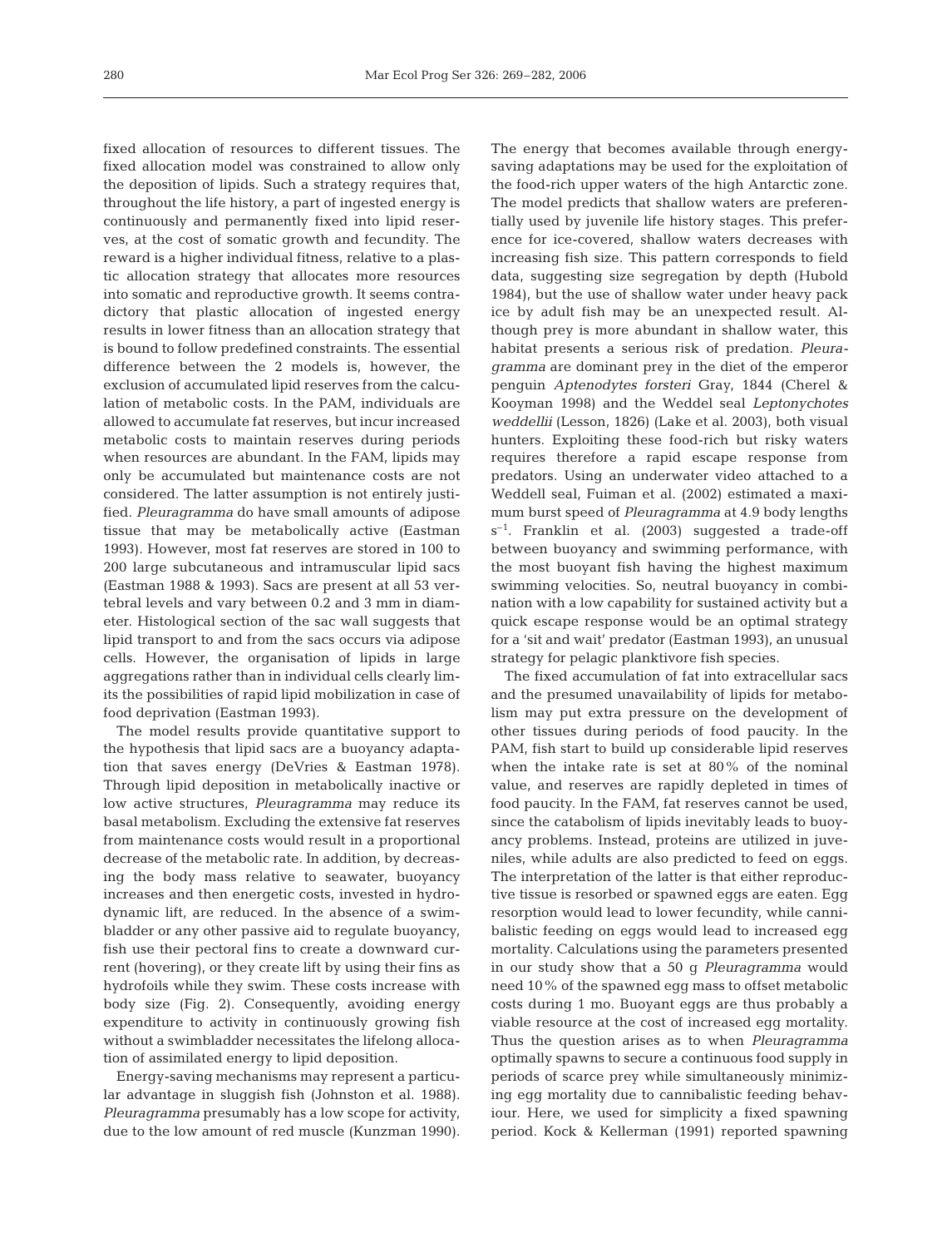fixed allocation of resources to different tissues. The fixed allocation model was constrained to allow only the deposition of lipids. Such a strategy requires that, throughout the life history, a part of ingested energy is continuously and permanently fixed into lipid reserves, at the cost of somatic growth and fecundity. The reward is a higher individual fitness, relative to a plastic allocation strategy that allocates more resources into somatic and reproductive growth. It seems contradictory that plastic allocation of ingested energy results in lower fitness than an allocation strategy that is bound to follow predefined constraints. The essential difference between the 2 models is, however, the exclusion of accumulated lipid reserves from the calculation of metabolic costs. In the PAM, individuals are allowed to accumulate fat reserves, but incur increased metabolic costs to maintain reserves during periods when resources are abundant. In the FAM, lipids may only be accumulated but maintenance costs are not considered. The latter assumption is not entirely justified. *Pleuragramma* do have small amounts of adipose tissue that may be metabolically active (Eastman 1993). However, most fat reserves are stored in 100 to 200 large subcutaneous and intramuscular lipid sacs (Eastman 1988 & 1993). Sacs are present at all 53 vertebral levels and vary between 0.2 and 3 mm in diameter. Histological section of the sac wall suggests that lipid transport to and from the sacs occurs via adipose cells. However, the organisation of lipids in large aggregations rather than in individual cells clearly limits the possibilities of rapid lipid mobilization in case of food deprivation (Eastman 1993).

The model results provide quantitative support to the hypothesis that lipid sacs are a buoyancy adaptation that saves energy (DeVries & Eastman 1978). Through lipid deposition in metabolically inactive or low active structures, *Pleuragramma* may reduce its basal metabolism. Excluding the extensive fat reserves from maintenance costs would result in a proportional decrease of the metabolic rate. In addition, by decreasing the body mass relative to seawater, buoyancy increases and then energetic costs, invested in hydrodynamic lift, are reduced. In the absence of a swimbladder or any other passive aid to regulate buoyancy, fish use their pectoral fins to create a downward current (hovering), or they create lift by using their fins as hydrofoils while they swim. These costs increase with body size (Fig. 2). Consequently, avoiding energy expenditure to activity in continuously growing fish without a swimbladder necessitates the lifelong allocation of assimilated energy to lipid deposition.

Energy-saving mechanisms may represent a particular advantage in sluggish fish (Johnston et al. 1988). *Pleuragramma* presumably has a low scope for activity, due to the low amount of red muscle (Kunzman 1990). The energy that becomes available through energy-saving adaptations may be used for the exploitation of the food-rich upper waters of the high Antarctic zone. The model predicts that shallow waters are preferentially used by juvenile life history stages. This preference for ice-covered, shallow waters decreases with increasing fish size. This pattern corresponds to field data, suggesting size segregation by depth (Hubold 1984), but the use of shallow water under heavy pack ice by adult fish may be an unexpected result. Although prey is more abundant in shallow water, this habitat presents a serious risk of predation. *Pleuragramma* are dominant prey in the diet of the emperor penguin *Aptenodytes forsteri* Gray, 1844 (Cherel & Kooyman 1998) and the Weddel seal *Leptonychotes weddellii* (Lesson, 1826) (Lake et al. 2003), both visual hunters. Exploiting these food-rich but risky waters requires therefore a rapid escape response from predators. Using an underwater video attached to a Weddell seal, Fuiman et al. (2002) estimated a maximum burst speed of *Pleuragramma* at 4.9 body lengths $s^{-1}$. Franklin et al. (2003) suggested a trade-off between buoyancy and swimming performance, with the most buoyant fish having the highest maximum swimming velocities. So, neutral buoyancy in combination with a low capability for sustained activity but a quick escape response would be an optimal strategy for a 'sit and wait' predator (Eastman 1993), an unusual strategy for pelagic planktivore fish species.

The fixed accumulation of fat into extracellular sacs and the presumed unavailability of lipids for metabolism may put extra pressure on the development of other tissues during periods of food paucity. In the PAM, fish start to build up considerable lipid reserves when the intake rate is set at 80% of the nominal value, and reserves are rapidly depleted in times of food paucity. In the FAM, fat reserves cannot be used, since the catabolism of lipids inevitably leads to buoyancy problems. Instead, proteins are utilized in juveniles, while adults are also predicted to feed on eggs. The interpretation of the latter is that either reproductive tissue is resorbed or spawned eggs are eaten. Egg resorption would lead to lower fecundity, while cannibalistic feeding on eggs would lead to increased egg mortality. Calculations using the parameters presented in our study show that a 50 g *Pleuragramma* would need 10% of the spawned egg mass to offset metabolic costs during 1 mo. Buoyant eggs are thus probably a viable resource at the cost of increased egg mortality. Thus the question arises as to when *Pleuragramma* optimally spawns to secure a continuous food supply in periods of scarce prey while simultaneously minimizing egg mortality due to cannibalistic feeding behaviour. Here, we used for simplicity a fixed spawning period. Kock & Kellerman (1991) reported spawning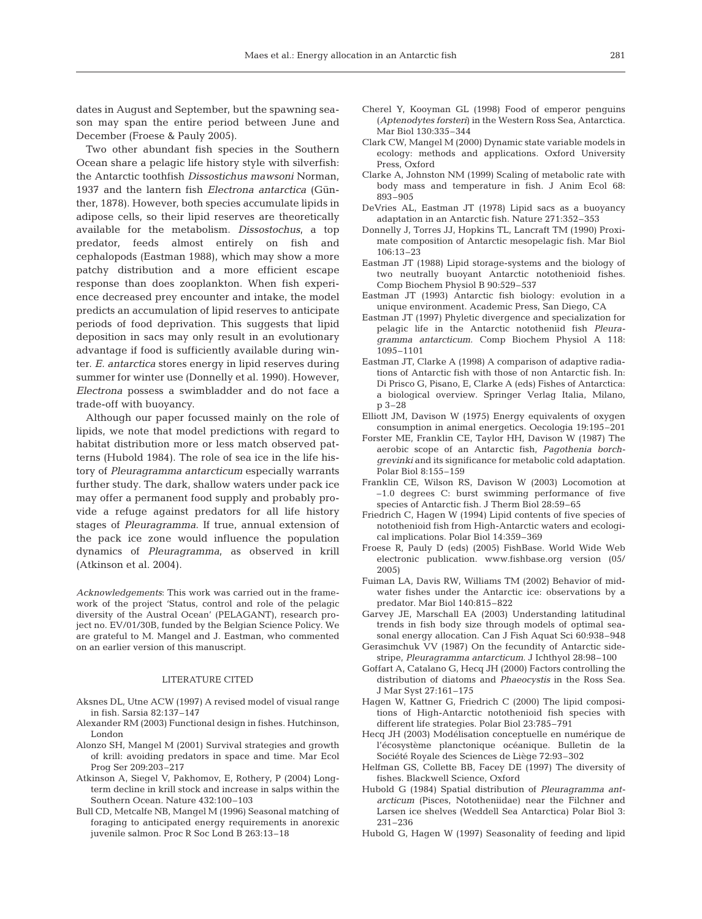dates in August and September, but the spawning season may span the entire period between June and December (Froese & Pauly 2005).

Two other abundant fish species in the Southern Ocean share a pelagic life history style with silverfish: the Antarctic toothfish *Dissostichus mawsoni* Norman, 1937 and the lantern fish *Electrona antarctica* (Günther, 1878). However, both species accumulate lipids in adipose cells, so their lipid reserves are theoretically available for the metabolism. *Dissostochus*, a top predator, feeds almost entirely on fish and cephalopods (Eastman 1988), which may show a more patchy distribution and a more efficient escape response than does zooplankton. When fish experience decreased prey encounter and intake, the model predicts an accumulation of lipid reserves to anticipate periods of food deprivation. This suggests that lipid deposition in sacs may only result in an evolutionary advantage if food is sufficiently available during winter. *E. antarctica* stores energy in lipid reserves during summer for winter use (Donnelly et al. 1990). However, *Electrona* possess a swimbladder and do not face a trade-off with buoyancy.

Although our paper focussed mainly on the role of lipids, we note that model predictions with regard to habitat distribution more or less match observed patterns (Hubold 1984). The role of sea ice in the life history of *Pleuragramma antarcticum* especially warrants further study. The dark, shallow waters under pack ice may offer a permanent food supply and probably provide a refuge against predators for all life history stages of *Pleuragramma*. If true, annual extension of the pack ice zone would influence the population dynamics of *Pleuragramma*, as observed in krill (Atkinson et al. 2004).

*Acknowledgements*: This work was carried out in the framework of the project 'Status, control and role of the pelagic diversity of the Austral Ocean' (PELAGANT), research project no. EV/01/30B, funded by the Belgian Science Policy. We are grateful to M. Mangel and J. Eastman, who commented on an earlier version of this manuscript.

## LITERATURE CITED

Aksnes DL, Utne ACW (1997) A revised model of visual range in fish. Sarsia 82:137–147

Alexander RM (2003) Functional design in fishes. Hutchinson, London

Alonzo SH, Mangel M (2001) Survival strategies and growth of krill: avoiding predators in space and time. Mar Ecol Prog Ser 209:203–217

Atkinson A, Siegel V, Pakhomov, E, Rothery, P (2004) Long-term decline in krill stock and increase in salps within the Southern Ocean. Nature 432:100–103

Bull CD, Metcalfe NB, Mangel M (1996) Seasonal matching of foraging to anticipated energy requirements in anorexic juvenile salmon. Proc R Soc Lond B 263:13–18

Cherel Y, Kooyman GL (1998) Food of emperor penguins (*Aptenodytes forsteri*) in the Western Ross Sea, Antarctica. Mar Biol 130:335–344

Clark CW, Mangel M (2000) Dynamic state variable models in ecology: methods and applications. Oxford University Press, Oxford

Clarke A, Johnston NM (1999) Scaling of metabolic rate with body mass and temperature in fish. J Anim Ecol 68: 893–905

DeVries AL, Eastman JT (1978) Lipid sacs as a buoyancy adaptation in an Antarctic fish. Nature 271:352–353

Donnelly J, Torres JJ, Hopkins TL, Lancraft TM (1990) Proximate composition of Antarctic mesopelagic fish. Mar Biol 106:13–23

Eastman JT (1988) Lipid storage-systems and the biology of two neutrally buoyant Antarctic notothenioid fishes. Comp Biochem Physiol B 90:529–537

Eastman JT (1993) Antarctic fish biology: evolution in a unique environment. Academic Press, San Diego, CA

Eastman JT (1997) Phyletic divergence and specialization for pelagic life in the Antarctic nototheniid fish *Pleuragramma antarcticum*. Comp Biochem Physiol A 118: 1095–1101

Eastman JT, Clarke A (1998) A comparison of adaptive radiations of Antarctic fish with those of non Antarctic fish. In: Di Prisco G, Pisano, E, Clarke A (eds) Fishes of Antarctica: a biological overview. Springer Verlag Italia, Milano, p 3–28

Elliott JM, Davison W (1975) Energy equivalents of oxygen consumption in animal energetics. Oecologia 19:195–201

Forster ME, Franklin CE, Taylor HH, Davison W (1987) The aerobic scope of an Antarctic fish, *Pagothenia borchgrevinki* and its significance for metabolic cold adaptation. Polar Biol 8:155–159

Franklin CE, Wilson RS, Davison W (2003) Locomotion at –1.0 degrees C: burst swimming performance of five species of Antarctic fish. J Therm Biol 28:59–65

Friedrich C, Hagen W (1994) Lipid contents of five species of notothenioid fish from High-Antarctic waters and ecological implications. Polar Biol 14:359–369

Froese R, Pauly D (eds) (2005) FishBase. World Wide Web electronic publication. www.fishbase.org version (05/2005)

Fuiman LA, Davis RW, Williams TM (2002) Behavior of midwater fishes under the Antarctic ice: observations by a predator. Mar Biol 140:815–822

Garvey JE, Marschall EA (2003) Understanding latitudinal trends in fish body size through models of optimal seasonal energy allocation. Can J Fish Aquat Sci 60:938–948

Gerasimchuk VV (1987) On the fecundity of Antarctic sidestripe, *Pleuragramma antarcticum*. J Ichthyol 28:98–100

Goffart A, Catalano G, Hecq JH (2000) Factors controlling the distribution of diatoms and *Phaeocystis* in the Ross Sea. J Mar Syst 27:161–175

Hagen W, Kattner G, Friedrich C (2000) The lipid compositions of High-Antarctic notothenioid fish species with different life strategies. Polar Biol 23:785–791

Hecq JH (2003) Modélisation conceptuelle en numérique de l'écosystème planctonique océanique. Bulletin de la Société Royale des Sciences de Liège 72:93–302

Helfman GS, Collette BB, Facey DE (1997) The diversity of fishes. Blackwell Science, Oxford

Hubold G (1984) Spatial distribution of *Pleuragramma antarcticum* (Pisces, Nototheniidae) near the Filchner and Larsen ice shelves (Weddell Sea Antarctica) Polar Biol 3: 231–236

Hubold G, Hagen W (1997) Seasonality of feeding and lipid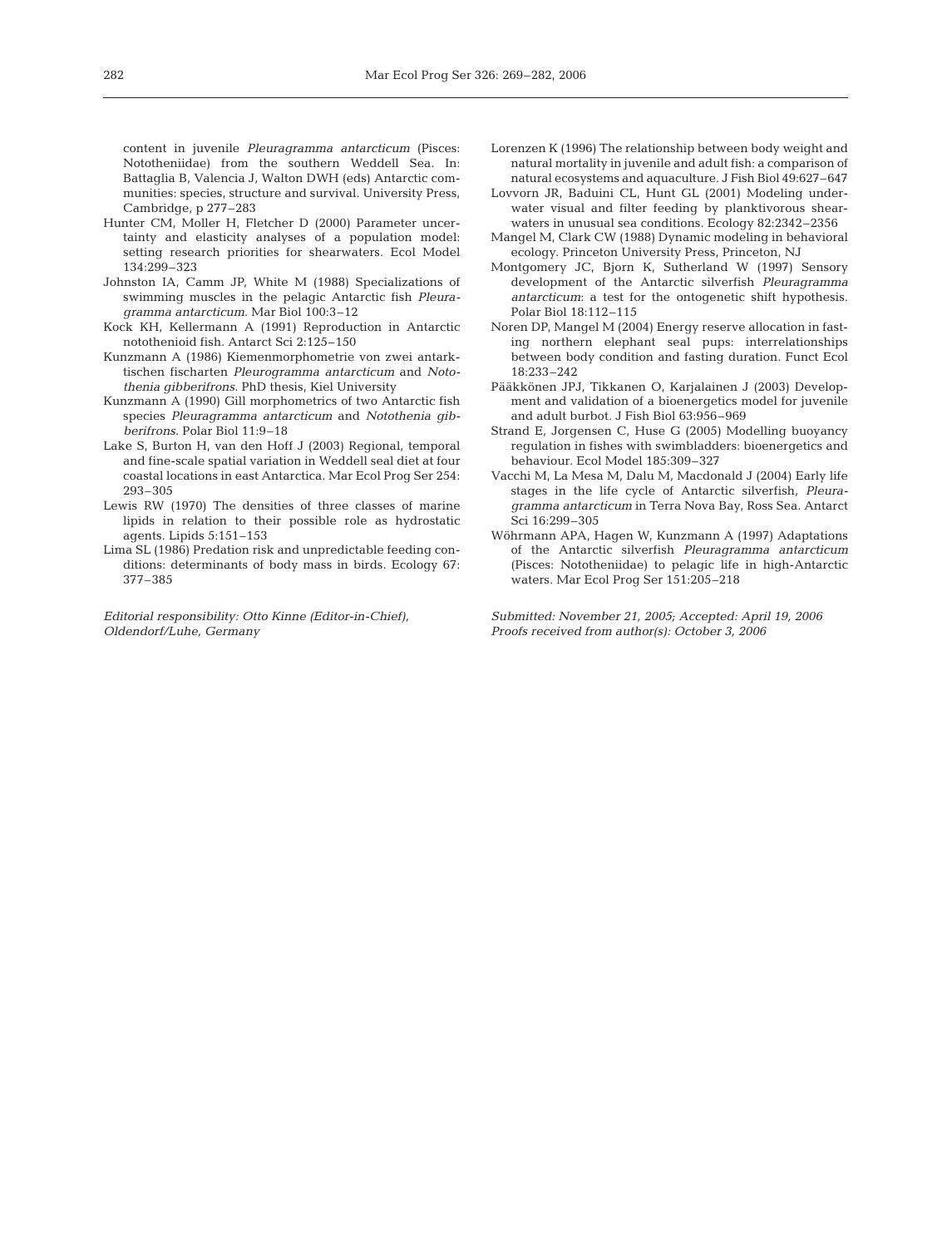content in juvenile *Pleuragramma antarcticum* (Pisces: Nototheniidae) from the southern Weddell Sea. In: Battaglia B, Valencia J, Walton DWH (eds) Antarctic communities: species, structure and survival. University Press, Cambridge, p 277–283

Hunter CM, Moller H, Fletcher D (2000) Parameter uncertainty and elasticity analyses of a population model: setting research priorities for shearwaters. Ecol Model 134:299–323

Johnston IA, Camm JP, White M (1988) Specializations of swimming muscles in the pelagic Antarctic fish *Pleuragramma antarcticum*. Mar Biol 100:3–12

Kock KH, Kellermann A (1991) Reproduction in Antarctic notothenioid fish. Antarct Sci 2:125–150

Kunzmann A (1986) Kiemenmorphometrie von zwei antarktischen fischarten *Pleurogramma antarcticum* and *Notothenia gibberifrons*. PhD thesis, Kiel University

Kunzmann A (1990) Gill morphometrics of two Antarctic fish species *Pleuragramma antarcticum* and *Notothenia gibberifrons*. Polar Biol 11:9–18

Lake S, Burton H, van den Hoff J (2003) Regional, temporal and fine-scale spatial variation in Weddell seal diet at four coastal locations in east Antarctica. Mar Ecol Prog Ser 254: 293–305

Lewis RW (1970) The densities of three classes of marine lipids in relation to their possible role as hydrostatic agents. Lipids 5:151–153

Lima SL (1986) Predation risk and unpredictable feeding conditions: determinants of body mass in birds. Ecology 67: 377–385

Lorenzen K (1996) The relationship between body weight and natural mortality in juvenile and adult fish: a comparison of natural ecosystems and aquaculture. J Fish Biol 49:627–647

Lovvorn JR, Baduini CL, Hunt GL (2001) Modeling underwater visual and filter feeding by planktivorous shearwaters in unusual sea conditions. Ecology 82:2342–2356

Mangel M, Clark CW (1988) Dynamic modeling in behavioral ecology. Princeton University Press, Princeton, NJ

Montgomery JC, Bjorn K, Sutherland W (1997) Sensory development of the Antarctic silverfish *Pleuragramma antarcticum*: a test for the ontogenetic shift hypothesis. Polar Biol 18:112–115

Noren DP, Mangel M (2004) Energy reserve allocation in fasting northern elephant seal pups: interrelationships between body condition and fasting duration. Funct Ecol 18:233–242

Pääkkönen JPJ, Tikkanen O, Karjalainen J (2003) Development and validation of a bioenergetics model for juvenile and adult burbot. J Fish Biol 63:956–969

Strand E, Jorgensen C, Huse G (2005) Modelling buoyancy regulation in fishes with swimbladders: bioenergetics and behaviour. Ecol Model 185:309–327

Vacchi M, La Mesa M, Dalu M, Macdonald J (2004) Early life stages in the life cycle of Antarctic silverfish, *Pleuragramma antarcticum* in Terra Nova Bay, Ross Sea. Antarct Sci 16:299–305

Wöhrmann APA, Hagen W, Kunzmann A (1997) Adaptations of the Antarctic silverfish *Pleuragramma antarcticum* (Pisces: Nototheniidae) to pelagic life in high-Antarctic waters. Mar Ecol Prog Ser 151:205–218

*Editorial responsibility: Otto Kinne (Editor-in-Chief), Oldendorf/Luhe, Germany*

*Submitted: November 21, 2005; Accepted: April 19, 2006*
*Proofs received from author(s): October 3, 2006*